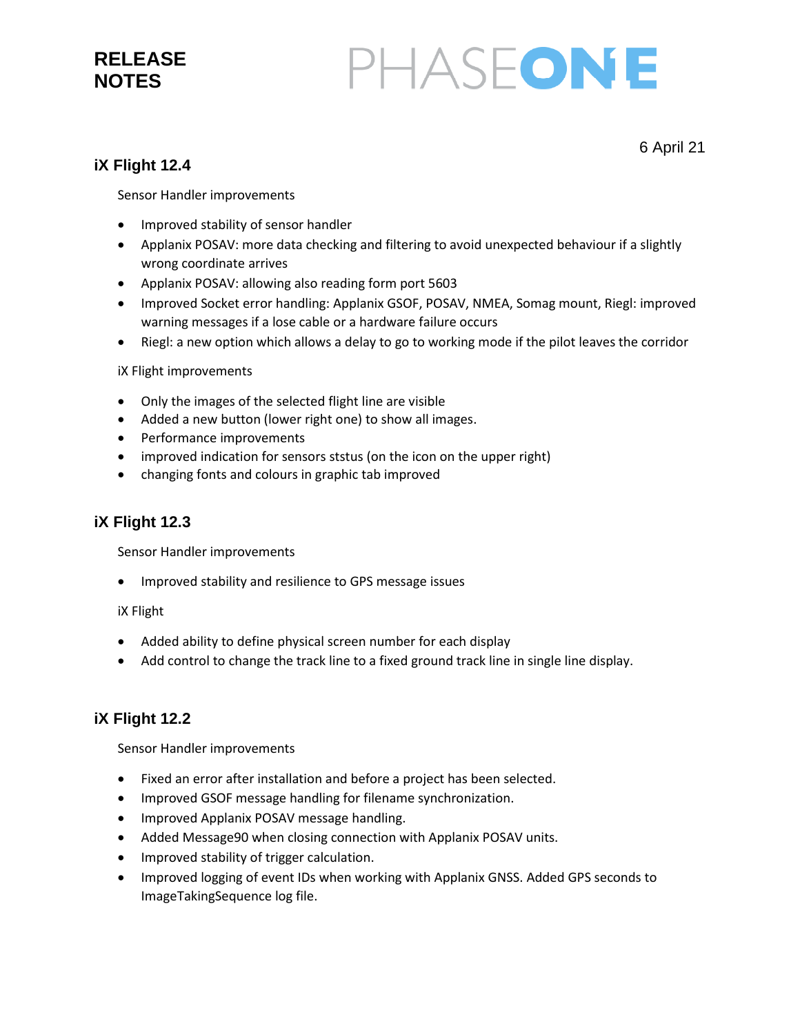# RELEASE NOTES

PHASEONE

6 April 21

## iX Flight 12.4

Sensor Handler improvements

- Improved stability of sensor handler
- Applanix POSAV: more data checking and filtering to avoid unexpected behaviour if a slightly wrong coordinate arrives
- Applanix POSAV: allowing also reading form port 5603
- Improved Socket error handling: Applanix GSOF, POSAV, NMEA, Somag mount, Riegl: improved warning messages if a lose cable or a hardware failure occurs
- Riegl: a new option which allows a delay to go to working mode if the pilot leaves the corridor

iX Flight improvements

- Only the images of the selected flight line are visible
- Added a new button (lower right one) to show all images.
- Performance improvements
- improved indication for sensors ststus (on the icon on the upper right)
- changing fonts and colours in graphic tab improved

## iX Flight 12.3

Sensor Handler improvements

- Improved stability and resilience to GPS message issues

iX Flight

- Added ability to define physical screen number for each display
- Add control to change the track line to a fixed ground track line in single line display.

## iX Flight 12.2

Sensor Handler improvements

- Fixed an error after installation and before a project has been selected.
- Improved GSOF message handling for filename synchronization.
- Improved Applanix POSAV message handling.
- Added Message90 when closing connection with Applanix POSAV units.
- Improved stability of trigger calculation.
- Improved logging of event IDs when working with Applanix GNSS. Added GPS seconds to ImageTakingSequence log file.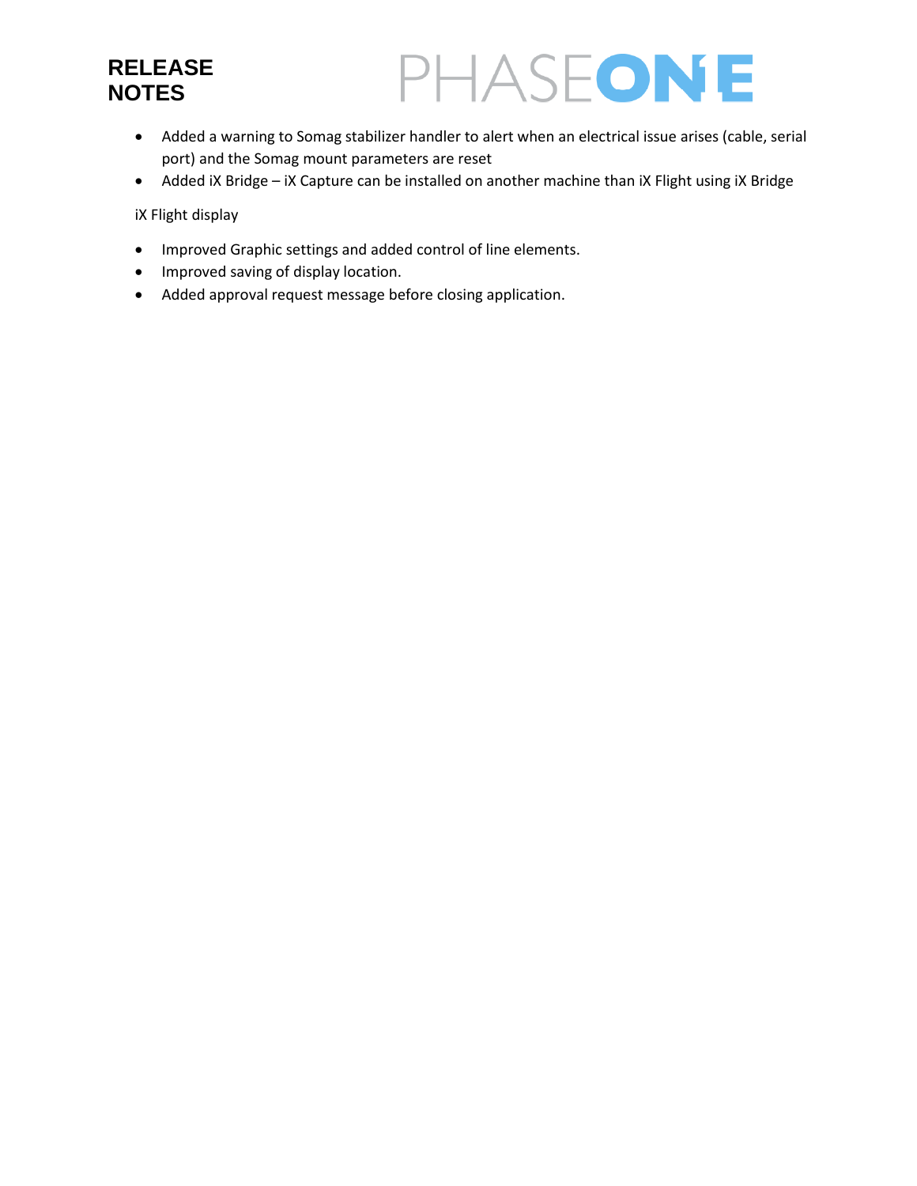- Added a warning to Somag stabilizer handler to alert when an electrical issue arises (cable, serial port) and the Somag mount parameters are reset
- Added iX Bridge – iX Capture can be installed on another machine than iX Flight using iX Bridge

iX Flight display

- Improved Graphic settings and added control of line elements.
- Improved saving of display location.
- Added approval request message before closing application.